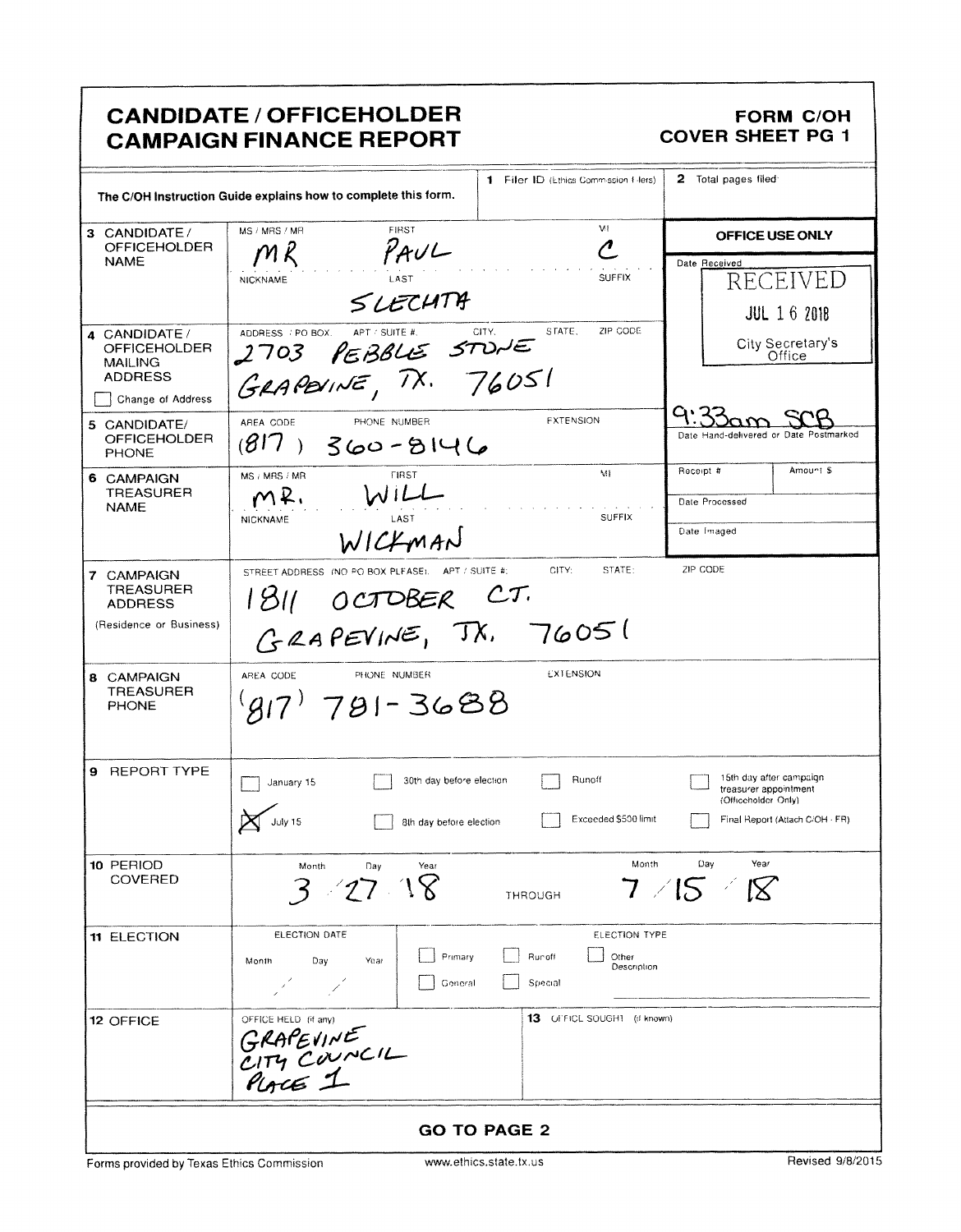# CANDIDATE / OFFICEHOLDER CAMPAIGN FINANCE REPORT

## FORM C/OH COVER SHEET PG 1

The C/OH Instruction Guide explains how to complete this form.

**1** Filer ID (Ethics Commission Filers):

**2** Total pages filed:

**OFFICE USE ONLY**

Date Received: RECEIVED JUL 16 2018 City Secretary's Office

9:33am SCB
Date Hand-delivered or Date Postmarked

Receipt #: | Amount $:

Date Processed:

Date Imaged:

| Field | Details |
|---|---|
| **3** CANDIDATE / OFFICEHOLDER NAME | MS / MRS / MR: MR; FIRST: PAUL; MI: C; NICKNAME: ; LAST: SLECHTA; SUFFIX: |
| **4** CANDIDATE / OFFICEHOLDER MAILING ADDRESS ☐ Change of Address | ADDRESS / PO BOX; APT / SUITE #; CITY; STATE; ZIP CODE: 2703 PEBBLE STONE GRAPEVINE, TX. 76051 |
| **5** CANDIDATE / OFFICEHOLDER PHONE | AREA CODE: (817); PHONE NUMBER: 360-8146; EXTENSION: |
| **6** CAMPAIGN TREASURER NAME | MS / MRS / MR: MR.; FIRST: WILL; MI: ; NICKNAME: ; LAST: WICKMAN; SUFFIX: |
| **7** CAMPAIGN TREASURER ADDRESS (Residence or Business) | STREET ADDRESS (NO PO BOX PLEASE); APT / SUITE #; CITY; STATE; ZIP CODE: 1811 OCTOBER CT. GRAPEVINE, TX. 76051 |
| **8** CAMPAIGN TREASURER PHONE | AREA CODE: (817); PHONE NUMBER: 781-3688; EXTENSION: |

**9** REPORT TYPE

- ☐ January 15
- ☒ July 15
- ☐ 30th day before election
- ☐ 8th day before election
- ☐ Runoff
- ☐ Exceeded $500 limit
- ☐ 15th day after campaign treasurer appointment (Officeholder Only)
- ☐ Final Report (Attach C/OH - FR)

**10** PERIOD COVERED

Month / Day / Year: 3 / 27 / 18 THROUGH Month / Day / Year: 7 / 15 / 18

**11** ELECTION

ELECTION DATE: Month / Day / Year: / /

ELECTION TYPE:

- ☐ Primary
- ☐ Runoff
- ☐ Other Description
- ☐ General
- ☐ Special

**12** OFFICE

OFFICE HELD (if any): GRAPEVINE CITY COUNCIL PLACE 1

**13** OFFICE SOUGHT (if known):

**GO TO PAGE 2**

Forms provided by Texas Ethics Commission www.ethics.state.tx.us Revised 9/8/2015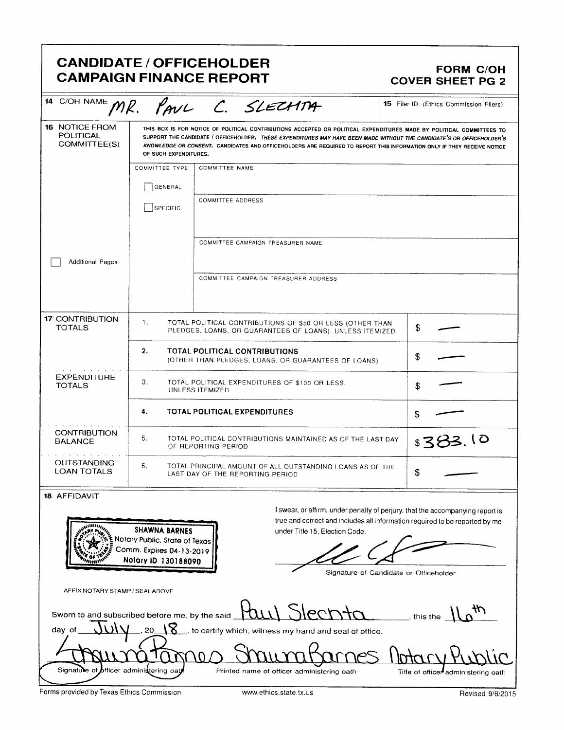# CANDIDATE / OFFICEHOLDER CAMPAIGN FINANCE REPORT

**FORM C/OH COVER SHEET PG 2**

**14** C/OH NAME: MR. PAUL C. SLECHTA

**15** Filer ID (Ethics Commission Filers)

**16** NOTICE FROM POLITICAL COMMITTEE(S)

THIS BOX IS FOR NOTICE OF POLITICAL CONTRIBUTIONS ACCEPTED OR POLITICAL EXPENDITURES MADE BY POLITICAL COMMITTEES TO SUPPORT THE CANDIDATE / OFFICEHOLDER. *THESE EXPENDITURES MAY HAVE BEEN MADE WITHOUT THE CANDIDATE'S OR OFFICEHOLDER'S KNOWLEDGE OR CONSENT.* CANDIDATES AND OFFICEHOLDERS ARE REQUIRED TO REPORT THIS INFORMATION ONLY IF THEY RECEIVE NOTICE OF SUCH EXPENDITURES.

COMMITTEE TYPE: ☐ GENERAL ☐ SPECIFIC

COMMITTEE NAME:

COMMITTEE ADDRESS:

COMMITTEE CAMPAIGN TREASURER NAME:

COMMITTEE CAMPAIGN TREASURER ADDRESS:

☐ Additional Pages

| | | | |
|---|---|---|---|
| **17** CONTRIBUTION TOTALS | 1. | TOTAL POLITICAL CONTRIBUTIONS OF $50 OR LESS (OTHER THAN PLEDGES, LOANS, OR GUARANTEES OF LOANS), UNLESS ITEMIZED | $ — |
| | 2. | **TOTAL POLITICAL CONTRIBUTIONS** (OTHER THAN PLEDGES, LOANS, OR GUARANTEES OF LOANS) | $ — |
| EXPENDITURE TOTALS | 3. | TOTAL POLITICAL EXPENDITURES OF $100 OR LESS, UNLESS ITEMIZED | $ — |
| | 4. | **TOTAL POLITICAL EXPENDITURES** | $ — |
| CONTRIBUTION BALANCE | 5. | TOTAL POLITICAL CONTRIBUTIONS MAINTAINED AS OF THE LAST DAY OF REPORTING PERIOD | $383.10 |
| OUTSTANDING LOAN TOTALS | 6. | TOTAL PRINCIPAL AMOUNT OF ALL OUTSTANDING LOANS AS OF THE LAST DAY OF THE REPORTING PERIOD | $ — |

**18** AFFIDAVIT

SHAWNA BARNES
Notary Public, State of Texas
Comm. Expires 04-13-2019
Notary ID 130188090

AFFIX NOTARY STAMP / SEAL ABOVE

I swear, or affirm, under penalty of perjury, that the accompanying report is true and correct and includes all information required to be reported by me under Title 15, Election Code.

Signature of Candidate or Officeholder

Sworn to and subscribed before me, by the said Paul Slechta, this the 16th day of July, 20 18, to certify which, witness my hand and seal of office.

| Signature of officer administering oath | Printed name of officer administering oath | Title of officer administering oath |
|---|---|---|
| | Shauna Barnes | Notary Public |

Forms provided by Texas Ethics Commission www.ethics.state.tx.us Revised 9/8/2015